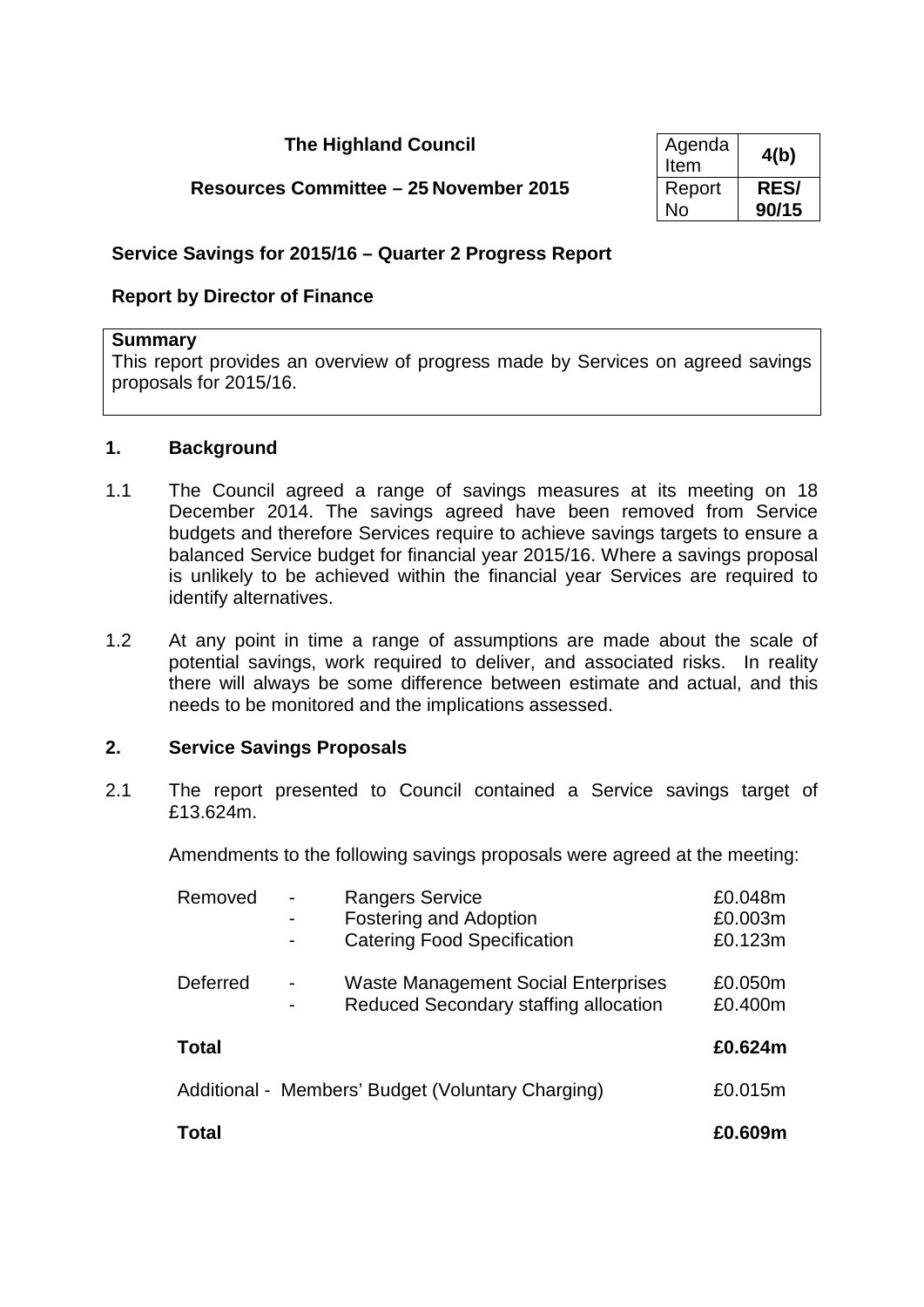**The Highland Council**

**Resources Committee – 25 November 2015**

| Agenda Item | **4(b)** |
|---|---|
| Report No | **RES/ 90/15** |

## Service Savings for 2015/16 – Quarter 2 Progress Report

### Report by Director of Finance

**Summary**

This report provides an overview of progress made by Services on agreed savings proposals for 2015/16.

### 1. Background

1.1 The Council agreed a range of savings measures at its meeting on 18 December 2014. The savings agreed have been removed from Service budgets and therefore Services require to achieve savings targets to ensure a balanced Service budget for financial year 2015/16. Where a savings proposal is unlikely to be achieved within the financial year Services are required to identify alternatives.

1.2 At any point in time a range of assumptions are made about the scale of potential savings, work required to deliver, and associated risks. In reality there will always be some difference between estimate and actual, and this needs to be monitored and the implications assessed.

### 2. Service Savings Proposals

2.1 The report presented to Council contained a Service savings target of £13.624m.

Amendments to the following savings proposals were agreed at the meeting:

| | | | |
|---|---|---|---|
| Removed | - | Rangers Service | £0.048m |
| | - | Fostering and Adoption | £0.003m |
| | - | Catering Food Specification | £0.123m |
| Deferred | - | Waste Management Social Enterprises | £0.050m |
| | - | Reduced Secondary staffing allocation | £0.400m |
| **Total** | | | **£0.624m** |
| Additional - Members' Budget (Voluntary Charging) | | | £0.015m |
| **Total** | | | **£0.609m** |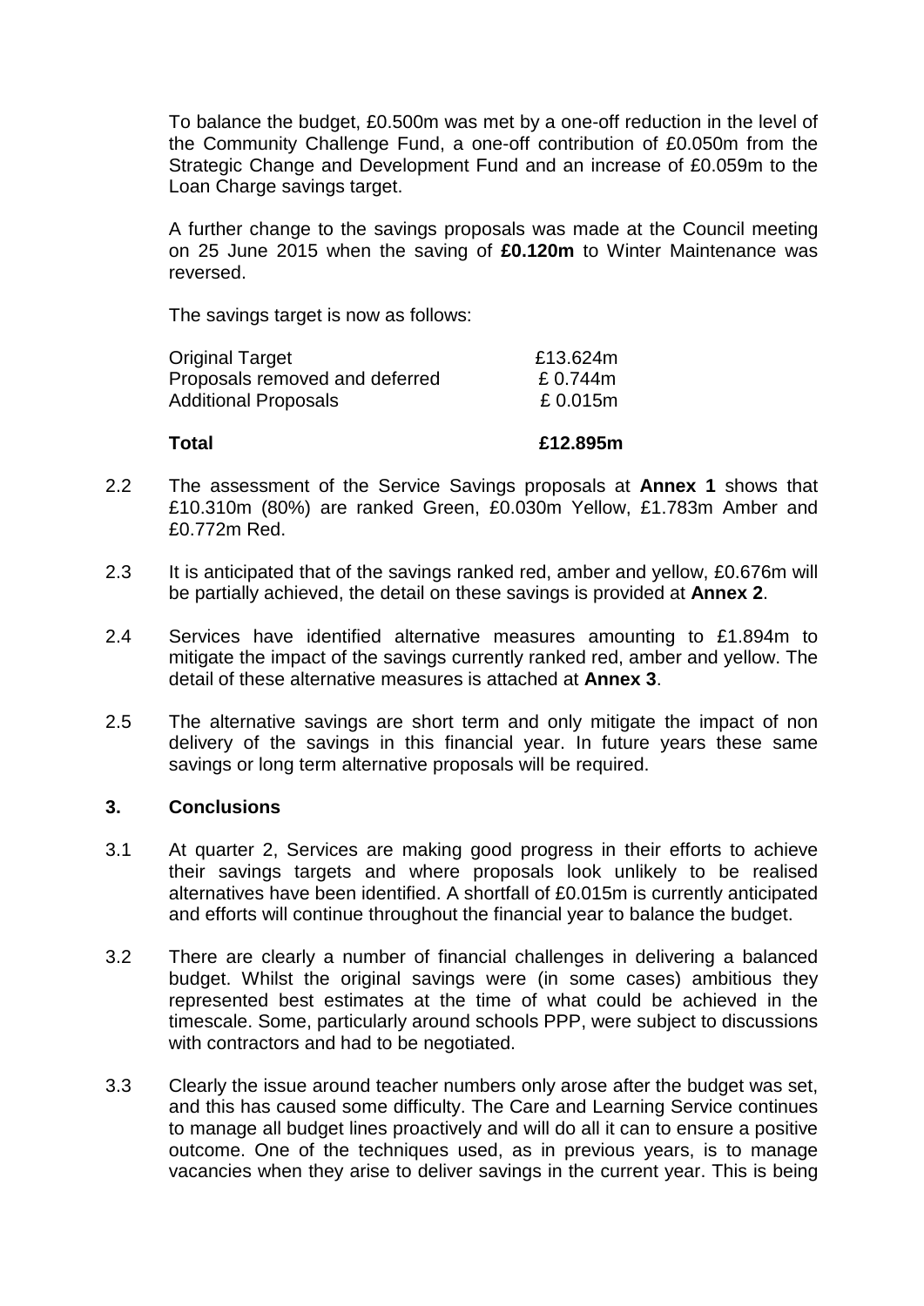To balance the budget, £0.500m was met by a one-off reduction in the level of the Community Challenge Fund, a one-off contribution of £0.050m from the Strategic Change and Development Fund and an increase of £0.059m to the Loan Charge savings target.

A further change to the savings proposals was made at the Council meeting on 25 June 2015 when the saving of **£0.120m** to Winter Maintenance was reversed.

The savings target is now as follows:

| | |
|---|---|
| Original Target | £13.624m |
| Proposals removed and deferred | £ 0.744m |
| Additional Proposals | £ 0.015m |
| **Total** | **£12.895m** |

2.2 The assessment of the Service Savings proposals at **Annex 1** shows that £10.310m (80%) are ranked Green, £0.030m Yellow, £1.783m Amber and £0.772m Red.

2.3 It is anticipated that of the savings ranked red, amber and yellow, £0.676m will be partially achieved, the detail on these savings is provided at **Annex 2**.

2.4 Services have identified alternative measures amounting to £1.894m to mitigate the impact of the savings currently ranked red, amber and yellow. The detail of these alternative measures is attached at **Annex 3**.

2.5 The alternative savings are short term and only mitigate the impact of non delivery of the savings in this financial year. In future years these same savings or long term alternative proposals will be required.

## 3. Conclusions

3.1 At quarter 2, Services are making good progress in their efforts to achieve their savings targets and where proposals look unlikely to be realised alternatives have been identified. A shortfall of £0.015m is currently anticipated and efforts will continue throughout the financial year to balance the budget.

3.2 There are clearly a number of financial challenges in delivering a balanced budget. Whilst the original savings were (in some cases) ambitious they represented best estimates at the time of what could be achieved in the timescale. Some, particularly around schools PPP, were subject to discussions with contractors and had to be negotiated.

3.3 Clearly the issue around teacher numbers only arose after the budget was set, and this has caused some difficulty. The Care and Learning Service continues to manage all budget lines proactively and will do all it can to ensure a positive outcome. One of the techniques used, as in previous years, is to manage vacancies when they arise to deliver savings in the current year. This is being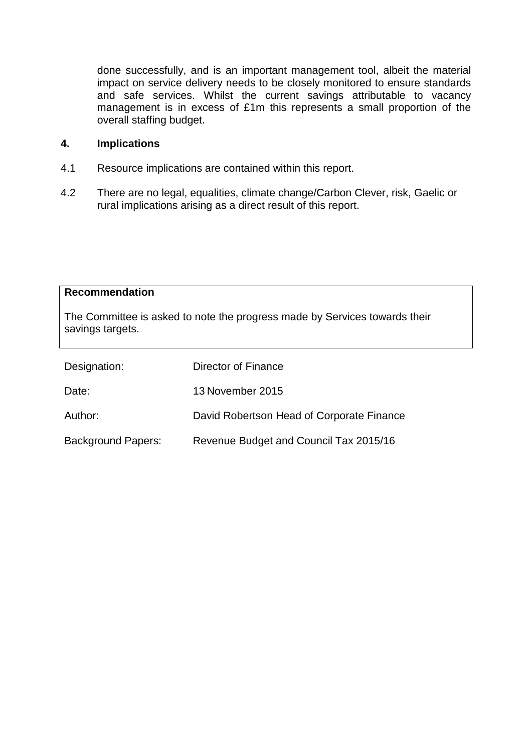done successfully, and is an important management tool, albeit the material impact on service delivery needs to be closely monitored to ensure standards and safe services. Whilst the current savings attributable to vacancy management is in excess of £1m this represents a small proportion of the overall staffing budget.

## 4. Implications

4.1 Resource implications are contained within this report.

4.2 There are no legal, equalities, climate change/Carbon Clever, risk, Gaelic or rural implications arising as a direct result of this report.

**Recommendation**

The Committee is asked to note the progress made by Services towards their savings targets.

| | |
|---|---|
| Designation: | Director of Finance |
| Date: | 13 November 2015 |
| Author: | David Robertson Head of Corporate Finance |
| Background Papers: | Revenue Budget and Council Tax 2015/16 |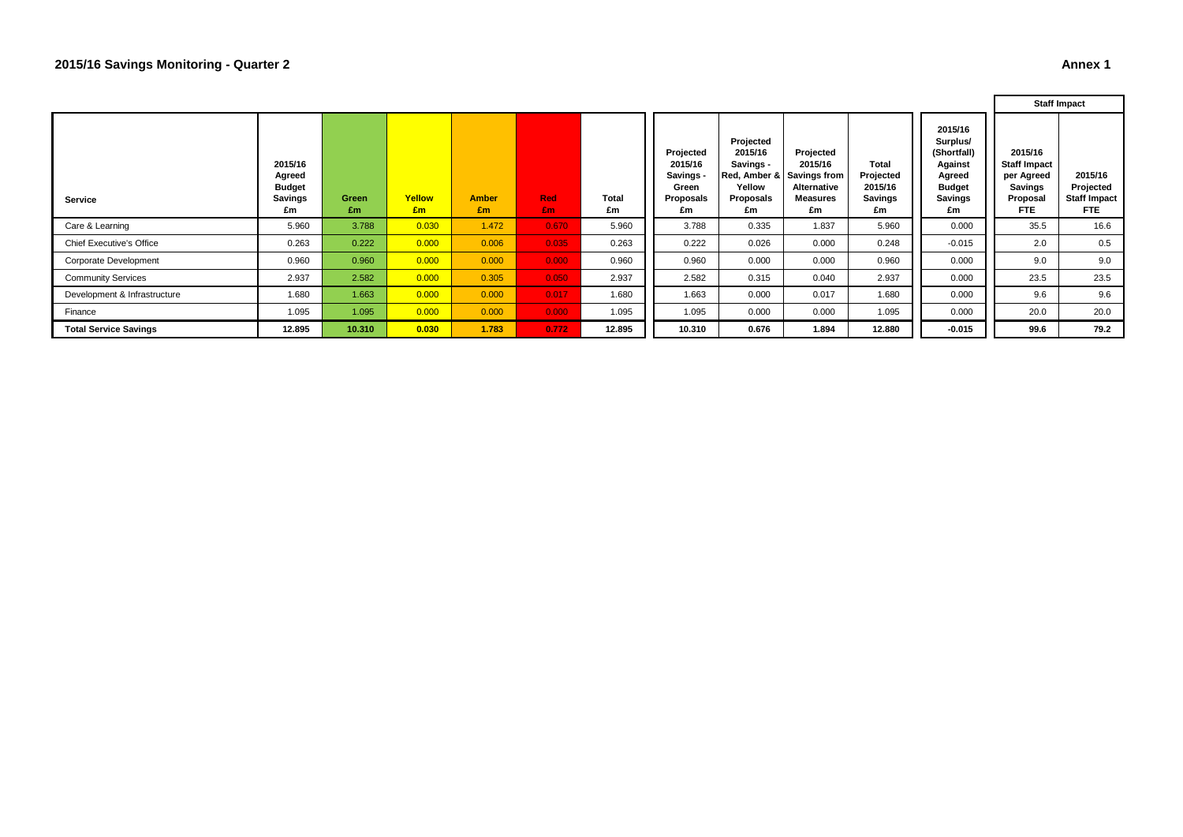## 2015/16 Savings Monitoring - Quarter 2

**Annex 1**

| Service | 2015/16 Agreed Budget Savings £m | Green £m | Yellow £m | Amber £m | Red £m | Total £m | Projected 2015/16 Savings - Green Proposals £m | Projected 2015/16 Savings - Red, Amber & Yellow Proposals £m | Projected 2015/16 Savings from Alternative Measures £m | Total Projected 2015/16 Savings £m | 2015/16 Surplus/ (Shortfall) Against Agreed Budget Savings £m | Staff Impact: 2015/16 Staff Impact per Agreed Savings Proposal FTE | Staff Impact: 2015/16 Projected Staff Impact FTE |
|---|---|---|---|---|---|---|---|---|---|---|---|---|---|
| Care & Learning | 5.960 | 3.788 | 0.030 | 1.472 | 0.670 | 5.960 | 3.788 | 0.335 | 1.837 | 5.960 | 0.000 | 35.5 | 16.6 |
| Chief Executive's Office | 0.263 | 0.222 | 0.000 | 0.006 | 0.035 | 0.263 | 0.222 | 0.026 | 0.000 | 0.248 | -0.015 | 2.0 | 0.5 |
| Corporate Development | 0.960 | 0.960 | 0.000 | 0.000 | 0.000 | 0.960 | 0.960 | 0.000 | 0.000 | 0.960 | 0.000 | 9.0 | 9.0 |
| Community Services | 2.937 | 2.582 | 0.000 | 0.305 | 0.050 | 2.937 | 2.582 | 0.315 | 0.040 | 2.937 | 0.000 | 23.5 | 23.5 |
| Development & Infrastructure | 1.680 | 1.663 | 0.000 | 0.000 | 0.017 | 1.680 | 1.663 | 0.000 | 0.017 | 1.680 | 0.000 | 9.6 | 9.6 |
| Finance | 1.095 | 1.095 | 0.000 | 0.000 | 0.000 | 1.095 | 1.095 | 0.000 | 0.000 | 1.095 | 0.000 | 20.0 | 20.0 |
| **Total Service Savings** | **12.895** | **10.310** | **0.030** | **1.783** | **0.772** | **12.895** | **10.310** | **0.676** | **1.894** | **12.880** | **-0.015** | **99.6** | **79.2** |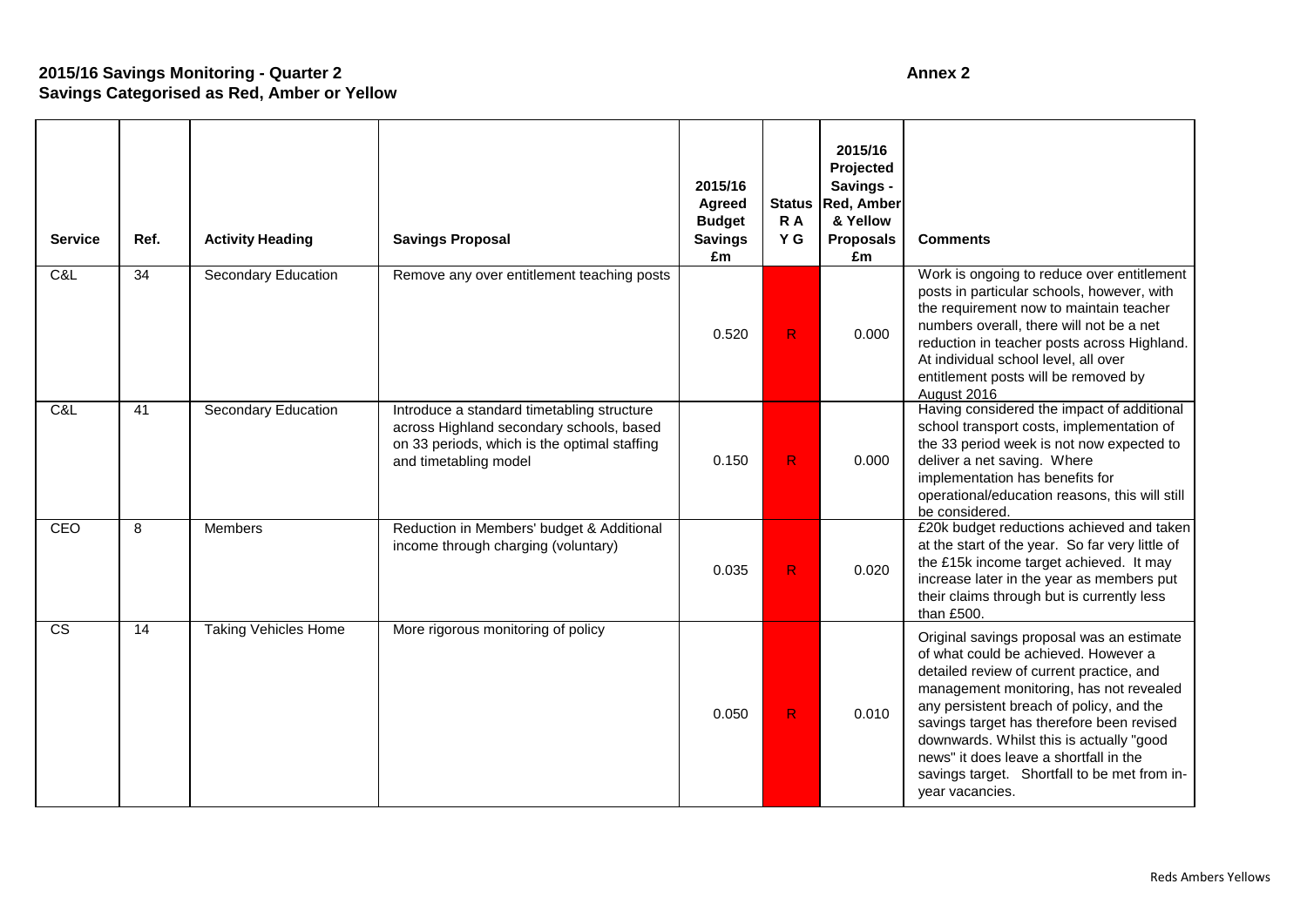**2015/16 Savings Monitoring - Quarter 2**
**Savings Categorised as Red, Amber or Yellow**

**Annex 2**

| Service | Ref. | Activity Heading | Savings Proposal | 2015/16 Agreed Budget Savings £m | Status R A Y G | 2015/16 Projected Savings - Red, Amber & Yellow Proposals £m | Comments |
|---|---|---|---|---|---|---|---|
| C&L | 34 | Secondary Education | Remove any over entitlement teaching posts | 0.520 | R | 0.000 | Work is ongoing to reduce over entitlement posts in particular schools, however, with the requirement now to maintain teacher numbers overall, there will not be a net reduction in teacher posts across Highland. At individual school level, all over entitlement posts will be removed by August 2016 |
| C&L | 41 | Secondary Education | Introduce a standard timetabling structure across Highland secondary schools, based on 33 periods, which is the optimal staffing and timetabling model | 0.150 | R | 0.000 | Having considered the impact of additional school transport costs, implementation of the 33 period week is not now expected to deliver a net saving. Where implementation has benefits for operational/education reasons, this will still be considered. |
| CEO | 8 | Members | Reduction in Members' budget & Additional income through charging (voluntary) | 0.035 | R | 0.020 | £20k budget reductions achieved and taken at the start of the year. So far very little of the £15k income target achieved. It may increase later in the year as members put their claims through but is currently less than £500. |
| CS | 14 | Taking Vehicles Home | More rigorous monitoring of policy | 0.050 | R | 0.010 | Original savings proposal was an estimate of what could be achieved. However a detailed review of current practice, and management monitoring, has not revealed any persistent breach of policy, and the savings target has therefore been revised downwards. Whilst this is actually "good news" it does leave a shortfall in the savings target. Shortfall to be met from in-year vacancies. |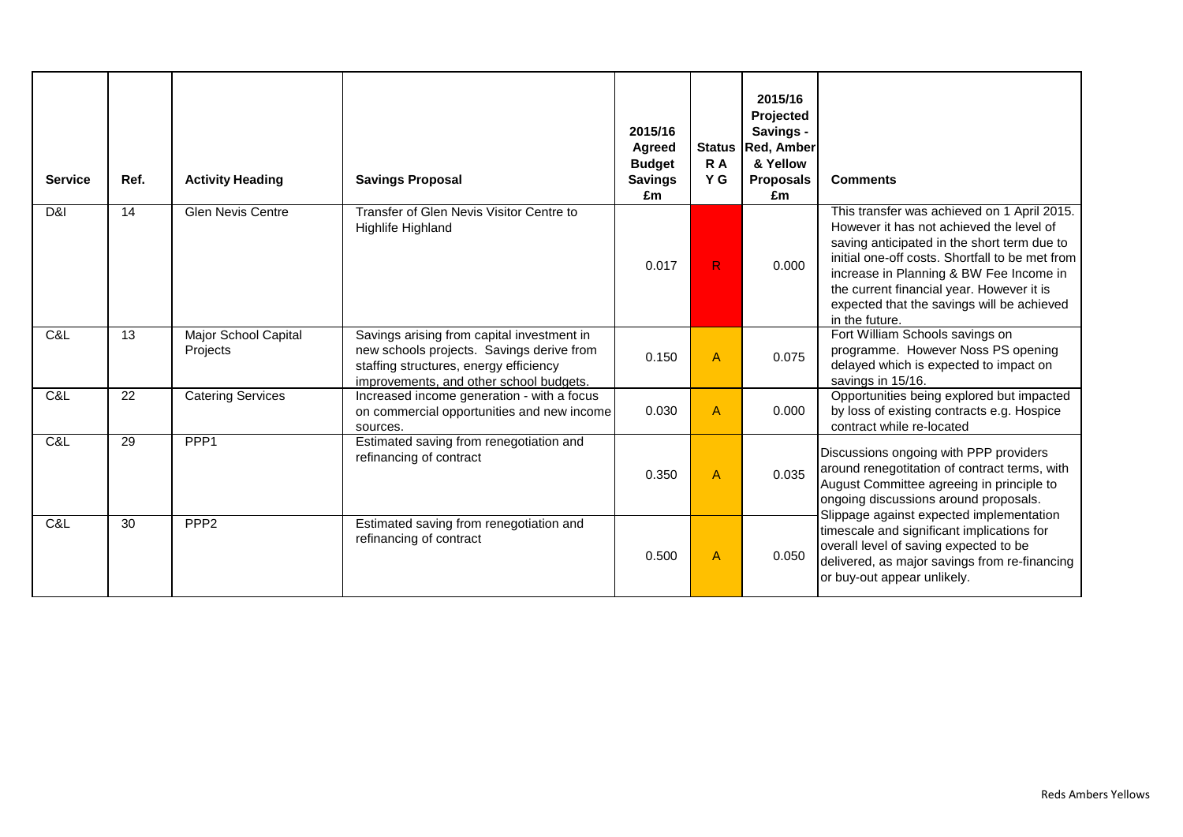| Service | Ref. | Activity Heading | Savings Proposal | 2015/16 Agreed Budget Savings £m | Status R A Y G | 2015/16 Projected Savings - Red, Amber & Yellow Proposals £m | Comments |
|---|---|---|---|---|---|---|---|
| D&I | 14 | Glen Nevis Centre | Transfer of Glen Nevis Visitor Centre to Highlife Highland | 0.017 | R | 0.000 | This transfer was achieved on 1 April 2015. However it has not achieved the level of saving anticipated in the short term due to initial one-off costs. Shortfall to be met from increase in Planning & BW Fee Income in the current financial year. However it is expected that the savings will be achieved in the future. |
| C&L | 13 | Major School Capital Projects | Savings arising from capital investment in new schools projects. Savings derive from staffing structures, energy efficiency improvements, and other school budgets. | 0.150 | A | 0.075 | Fort William Schools savings on programme. However Noss PS opening delayed which is expected to impact on savings in 15/16. |
| C&L | 22 | Catering Services | Increased income generation - with a focus on commercial opportunities and new income sources. | 0.030 | A | 0.000 | Opportunities being explored but impacted by loss of existing contracts e.g. Hospice contract while re-located |
| C&L | 29 | PPP1 | Estimated saving from renegotiation and refinancing of contract | 0.350 | A | 0.035 | Discussions ongoing with PPP providers around renegotitation of contract terms, with August Committee agreeing in principle to ongoing discussions around proposals. Slippage against expected implementation timescale and significant implications for overall level of saving expected to be delivered, as major savings from re-financing or buy-out appear unlikely. |
| C&L | 30 | PPP2 | Estimated saving from renegotiation and refinancing of contract | 0.500 | A | 0.050 | |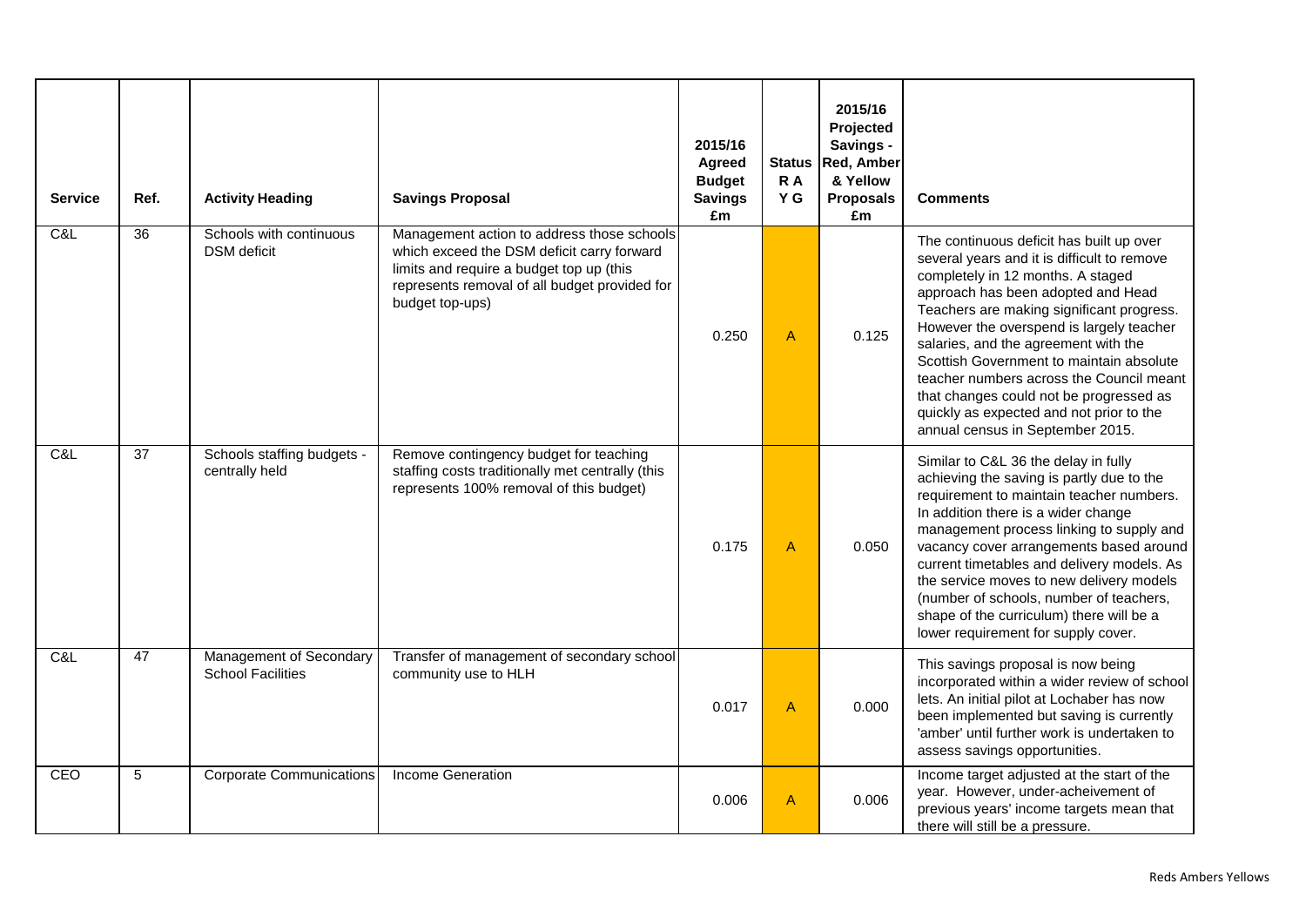| Service | Ref. | Activity Heading | Savings Proposal | 2015/16 Agreed Budget Savings £m | Status R A Y G | 2015/16 Projected Savings - Red, Amber & Yellow Proposals £m | Comments |
|---|---|---|---|---|---|---|---|
| C&L | 36 | Schools with continuous DSM deficit | Management action to address those schools which exceed the DSM deficit carry forward limits and require a budget top up (this represents removal of all budget provided for budget top-ups) | 0.250 | A | 0.125 | The continuous deficit has built up over several years and it is difficult to remove completely in 12 months. A staged approach has been adopted and Head Teachers are making significant progress. However the overspend is largely teacher salaries, and the agreement with the Scottish Government to maintain absolute teacher numbers across the Council meant that changes could not be progressed as quickly as expected and not prior to the annual census in September 2015. |
| C&L | 37 | Schools staffing budgets - centrally held | Remove contingency budget for teaching staffing costs traditionally met centrally (this represents 100% removal of this budget) | 0.175 | A | 0.050 | Similar to C&L 36 the delay in fully achieving the saving is partly due to the requirement to maintain teacher numbers. In addition there is a wider change management process linking to supply and vacancy cover arrangements based around current timetables and delivery models. As the service moves to new delivery models (number of schools, number of teachers, shape of the curriculum) there will be a lower requirement for supply cover. |
| C&L | 47 | Management of Secondary School Facilities | Transfer of management of secondary school community use to HLH | 0.017 | A | 0.000 | This savings proposal is now being incorporated within a wider review of school lets. An initial pilot at Lochaber has now been implemented but saving is currently 'amber' until further work is undertaken to assess savings opportunities. |
| CEO | 5 | Corporate Communications | Income Generation | 0.006 | A | 0.006 | Income target adjusted at the start of the year. However, under-acheivement of previous years' income targets mean that there will still be a pressure. |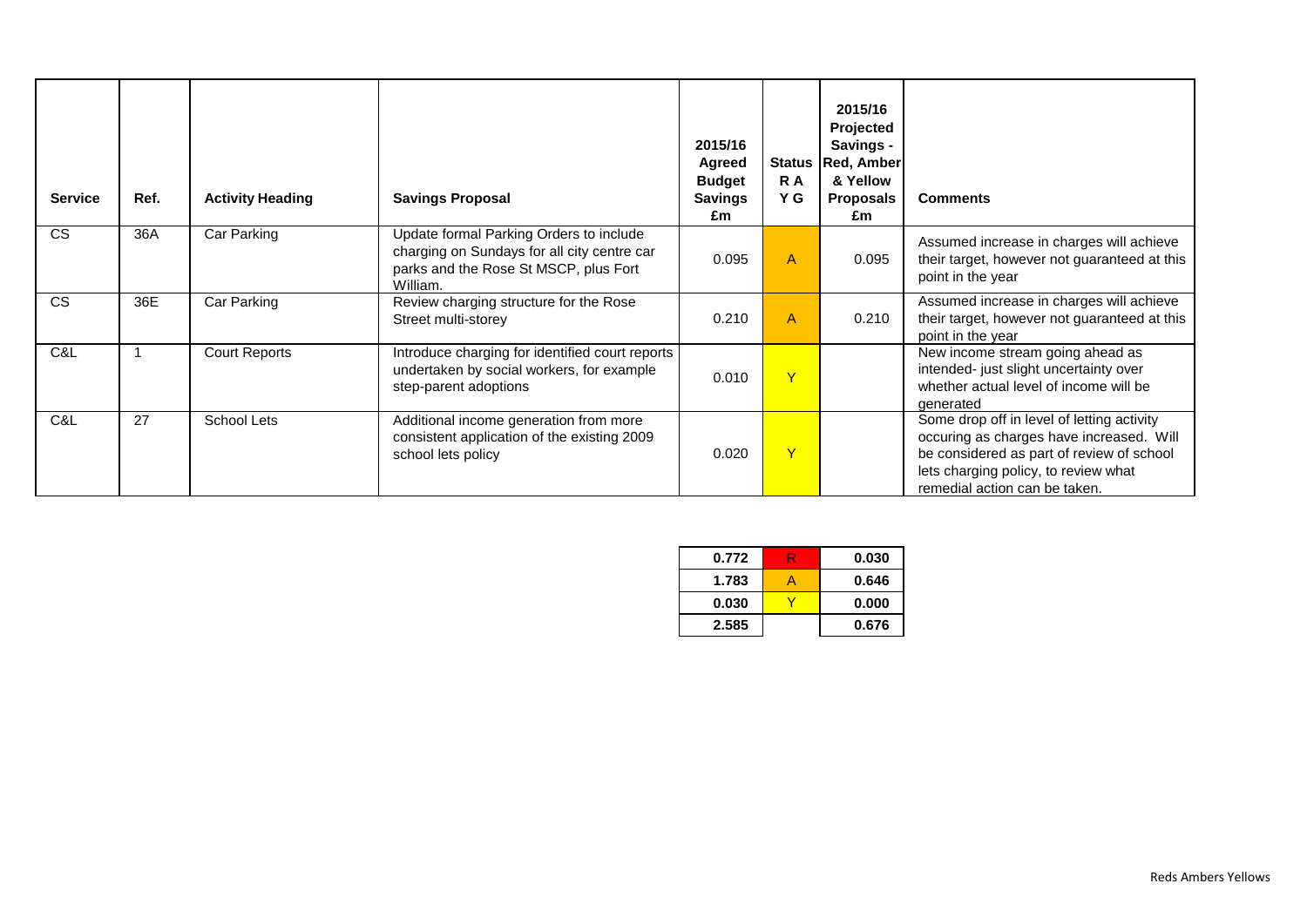| Service | Ref. | Activity Heading | Savings Proposal | 2015/16 Agreed Budget Savings £m | Status R A Y G | 2015/16 Projected Savings - Red, Amber & Yellow Proposals £m | Comments |
|---|---|---|---|---|---|---|---|
| CS | 36A | Car Parking | Update formal Parking Orders to include charging on Sundays for all city centre car parks and the Rose St MSCP, plus Fort William. | 0.095 | A | 0.095 | Assumed increase in charges will achieve their target, however not guaranteed at this point in the year |
| CS | 36E | Car Parking | Review charging structure for the Rose Street multi-storey | 0.210 | A | 0.210 | Assumed increase in charges will achieve their target, however not guaranteed at this point in the year |
| C&L | 1 | Court Reports | Introduce charging for identified court reports undertaken by social workers, for example step-parent adoptions | 0.010 | Y | | New income stream going ahead as intended- just slight uncertainty over whether actual level of income will be generated |
| C&L | 27 | School Lets | Additional income generation from more consistent application of the existing 2009 school lets policy | 0.020 | Y | | Some drop off in level of letting activity occuring as charges have increased. Will be considered as part of review of school lets charging policy, to review what remedial action can be taken. |

| | | |
|---|---|---|
| 0.772 | R | 0.030 |
| 1.783 | A | 0.646 |
| 0.030 | Y | 0.000 |
| 2.585 | | 0.676 |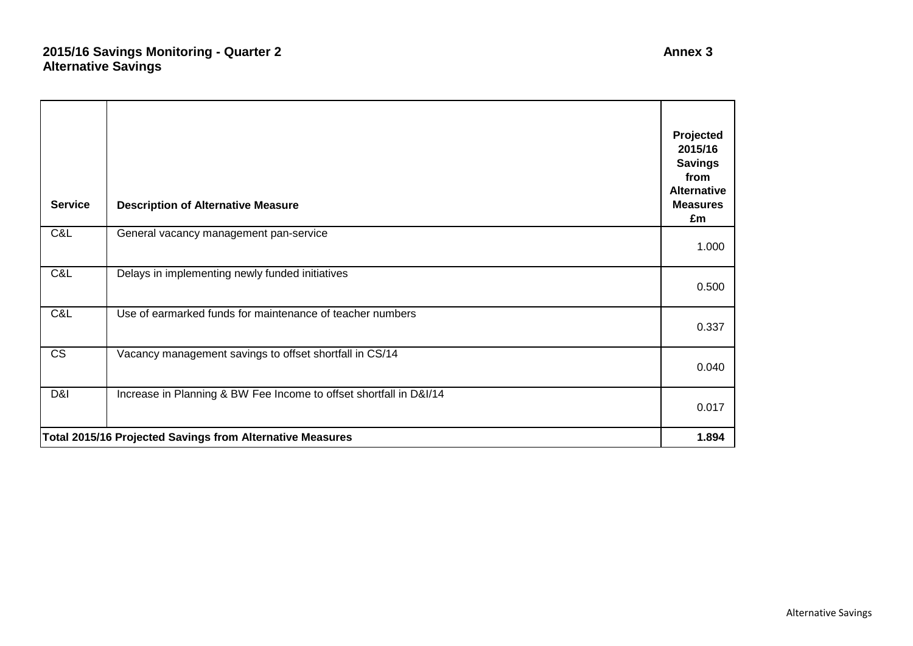**2015/16 Savings Monitoring - Quarter 2** **Annex 3**
**Alternative Savings**

| Service | Description of Alternative Measure | Projected 2015/16 Savings from Alternative Measures £m |
|---|---|---|
| C&L | General vacancy management pan-service | 1.000 |
| C&L | Delays in implementing newly funded initiatives | 0.500 |
| C&L | Use of earmarked funds for maintenance of teacher numbers | 0.337 |
| CS | Vacancy management savings to offset shortfall in CS/14 | 0.040 |
| D&I | Increase in Planning & BW Fee Income to offset shortfall in D&I/14 | 0.017 |
| **Total 2015/16 Projected Savings from Alternative Measures** | | **1.894** |